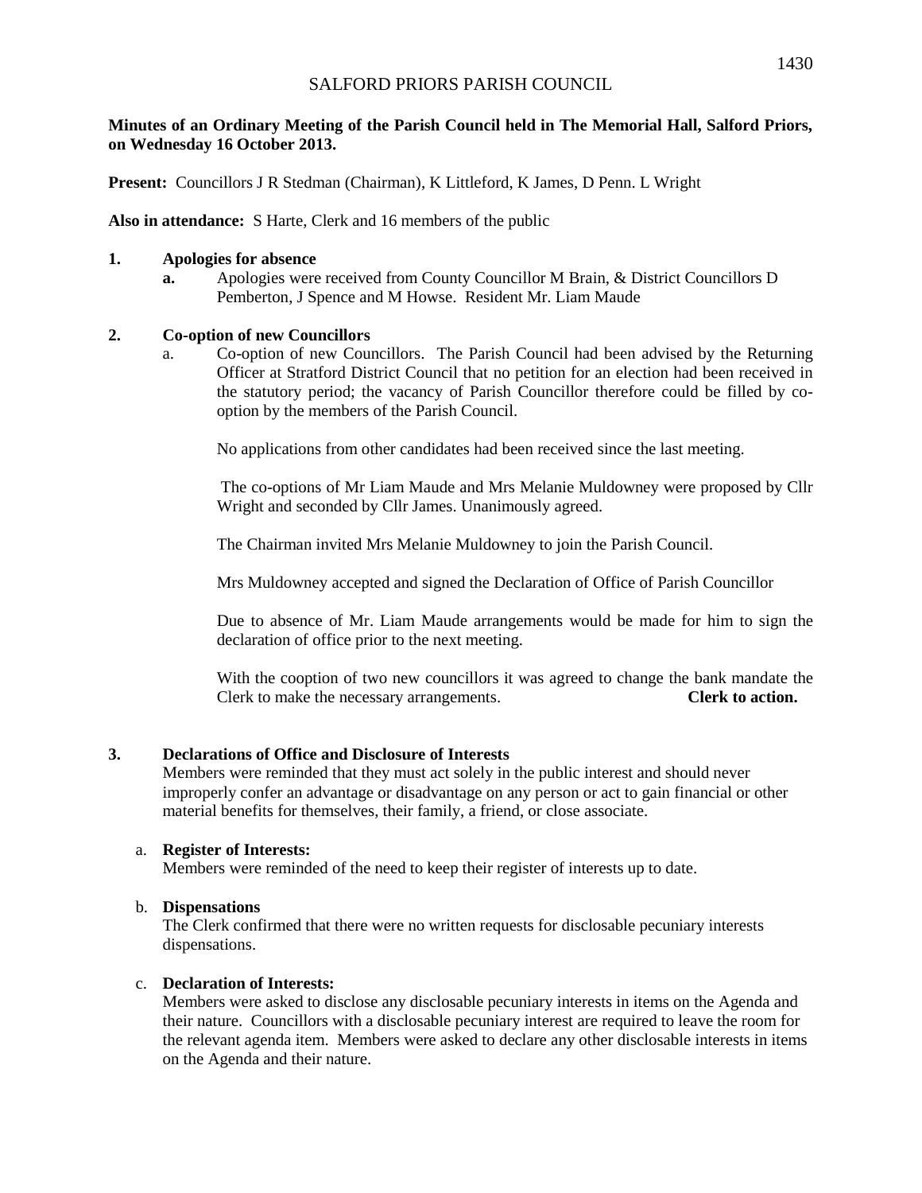# SALFORD PRIORS PARISH COUNCIL

**Minutes of an Ordinary Meeting of the Parish Council held in The Memorial Hall, Salford Priors, on Wednesday 16 October 2013.**

**Present:** Councillors J R Stedman (Chairman), K Littleford, K James, D Penn. L Wright

**Also in attendance:** S Harte, Clerk and 16 members of the public

**1. Apologies for absence**

**a.** Apologies were received from County Councillor M Brain, & District Councillors D Pemberton, J Spence and M Howse. Resident Mr. Liam Maude

**2. Co-option of new Councillors**

a. Co-option of new Councillors. The Parish Council had been advised by the Returning Officer at Stratford District Council that no petition for an election had been received in the statutory period; the vacancy of Parish Councillor therefore could be filled by co-option by the members of the Parish Council.

No applications from other candidates had been received since the last meeting.

The co-options of Mr Liam Maude and Mrs Melanie Muldowney were proposed by Cllr Wright and seconded by Cllr James. Unanimously agreed.

The Chairman invited Mrs Melanie Muldowney to join the Parish Council.

Mrs Muldowney accepted and signed the Declaration of Office of Parish Councillor

Due to absence of Mr. Liam Maude arrangements would be made for him to sign the declaration of office prior to the next meeting.

With the cooption of two new councillors it was agreed to change the bank mandate the Clerk to make the necessary arrangements. **Clerk to action.**

**3. Declarations of Office and Disclosure of Interests**

Members were reminded that they must act solely in the public interest and should never improperly confer an advantage or disadvantage on any person or act to gain financial or other material benefits for themselves, their family, a friend, or close associate.

a. **Register of Interests:**
Members were reminded of the need to keep their register of interests up to date.

b. **Dispensations**
The Clerk confirmed that there were no written requests for disclosable pecuniary interests dispensations.

c. **Declaration of Interests:**
Members were asked to disclose any disclosable pecuniary interests in items on the Agenda and their nature. Councillors with a disclosable pecuniary interest are required to leave the room for the relevant agenda item. Members were asked to declare any other disclosable interests in items on the Agenda and their nature.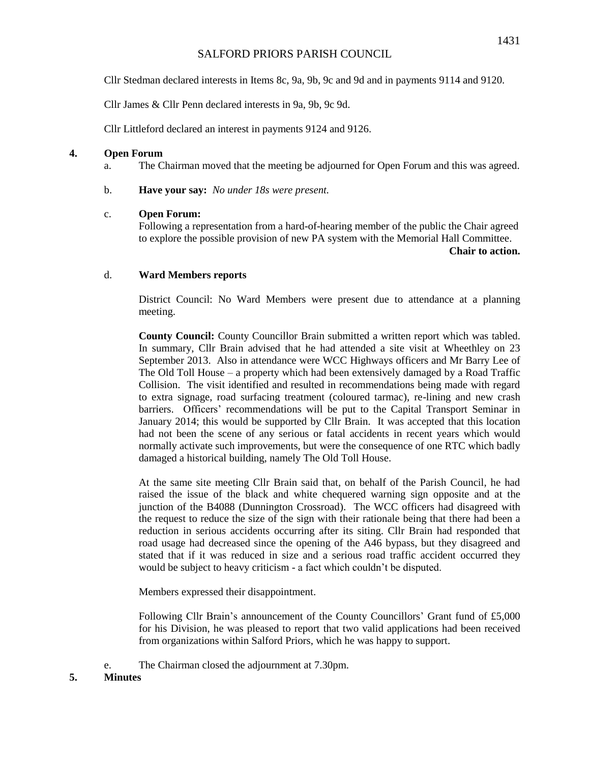Cllr Stedman declared interests in Items 8c, 9a, 9b, 9c and 9d and in payments 9114 and 9120.

Cllr James & Cllr Penn declared interests in 9a, 9b, 9c 9d.

Cllr Littleford declared an interest in payments 9124 and 9126.

**4. Open Forum**

a. The Chairman moved that the meeting be adjourned for Open Forum and this was agreed.

b. **Have your say:** *No under 18s were present.*

c. **Open Forum:**
Following a representation from a hard-of-hearing member of the public the Chair agreed to explore the possible provision of new PA system with the Memorial Hall Committee.
**Chair to action.**

d. **Ward Members reports**

District Council: No Ward Members were present due to attendance at a planning meeting.

**County Council:** County Councillor Brain submitted a written report which was tabled. In summary, Cllr Brain advised that he had attended a site visit at Wheethley on 23 September 2013. Also in attendance were WCC Highways officers and Mr Barry Lee of The Old Toll House – a property which had been extensively damaged by a Road Traffic Collision. The visit identified and resulted in recommendations being made with regard to extra signage, road surfacing treatment (coloured tarmac), re-lining and new crash barriers. Officers' recommendations will be put to the Capital Transport Seminar in January 2014; this would be supported by Cllr Brain. It was accepted that this location had not been the scene of any serious or fatal accidents in recent years which would normally activate such improvements, but were the consequence of one RTC which badly damaged a historical building, namely The Old Toll House.

At the same site meeting Cllr Brain said that, on behalf of the Parish Council, he had raised the issue of the black and white chequered warning sign opposite and at the junction of the B4088 (Dunnington Crossroad). The WCC officers had disagreed with the request to reduce the size of the sign with their rationale being that there had been a reduction in serious accidents occurring after its siting. Cllr Brain had responded that road usage had decreased since the opening of the A46 bypass, but they disagreed and stated that if it was reduced in size and a serious road traffic accident occurred they would be subject to heavy criticism - a fact which couldn't be disputed.

Members expressed their disappointment.

Following Cllr Brain's announcement of the County Councillors' Grant fund of £5,000 for his Division, he was pleased to report that two valid applications had been received from organizations within Salford Priors, which he was happy to support.

e. The Chairman closed the adjournment at 7.30pm.

**5. Minutes**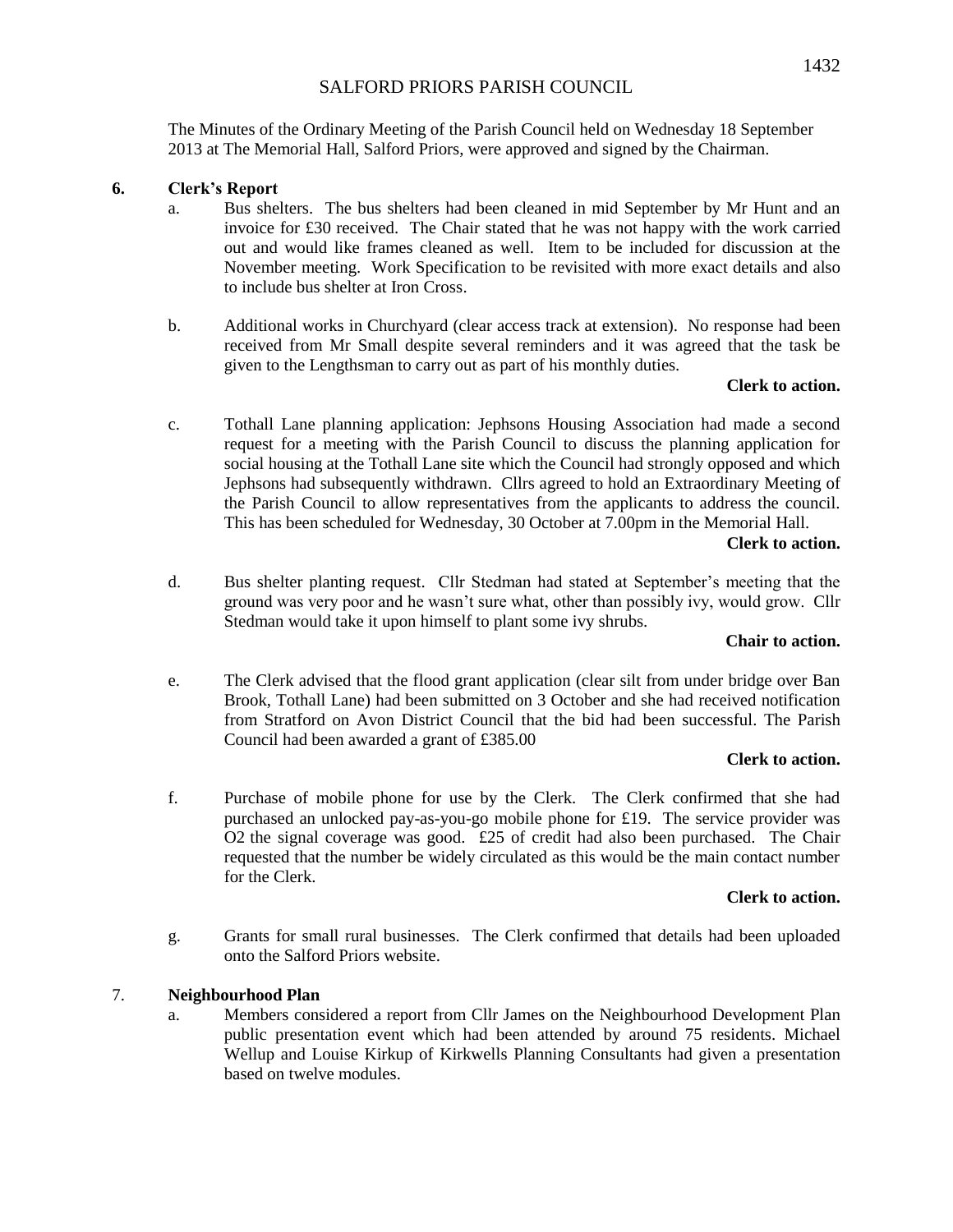# SALFORD PRIORS PARISH COUNCIL

The Minutes of the Ordinary Meeting of the Parish Council held on Wednesday 18 September 2013 at The Memorial Hall, Salford Priors, were approved and signed by the Chairman.

## 6. Clerk's Report

a. Bus shelters. The bus shelters had been cleaned in mid September by Mr Hunt and an invoice for £30 received. The Chair stated that he was not happy with the work carried out and would like frames cleaned as well. Item to be included for discussion at the November meeting. Work Specification to be revisited with more exact details and also to include bus shelter at Iron Cross.

b. Additional works in Churchyard (clear access track at extension). No response had been received from Mr Small despite several reminders and it was agreed that the task be given to the Lengthsman to carry out as part of his monthly duties.

**Clerk to action.**

c. Tothall Lane planning application: Jephsons Housing Association had made a second request for a meeting with the Parish Council to discuss the planning application for social housing at the Tothall Lane site which the Council had strongly opposed and which Jephsons had subsequently withdrawn. Cllrs agreed to hold an Extraordinary Meeting of the Parish Council to allow representatives from the applicants to address the council. This has been scheduled for Wednesday, 30 October at 7.00pm in the Memorial Hall.

**Clerk to action.**

d. Bus shelter planting request. Cllr Stedman had stated at September's meeting that the ground was very poor and he wasn't sure what, other than possibly ivy, would grow. Cllr Stedman would take it upon himself to plant some ivy shrubs.

**Chair to action.**

e. The Clerk advised that the flood grant application (clear silt from under bridge over Ban Brook, Tothall Lane) had been submitted on 3 October and she had received notification from Stratford on Avon District Council that the bid had been successful. The Parish Council had been awarded a grant of £385.00

**Clerk to action.**

f. Purchase of mobile phone for use by the Clerk. The Clerk confirmed that she had purchased an unlocked pay-as-you-go mobile phone for £19. The service provider was O2 the signal coverage was good. £25 of credit had also been purchased. The Chair requested that the number be widely circulated as this would be the main contact number for the Clerk.

**Clerk to action.**

g. Grants for small rural businesses. The Clerk confirmed that details had been uploaded onto the Salford Priors website.

## 7. Neighbourhood Plan

a. Members considered a report from Cllr James on the Neighbourhood Development Plan public presentation event which had been attended by around 75 residents. Michael Wellup and Louise Kirkup of Kirkwells Planning Consultants had given a presentation based on twelve modules.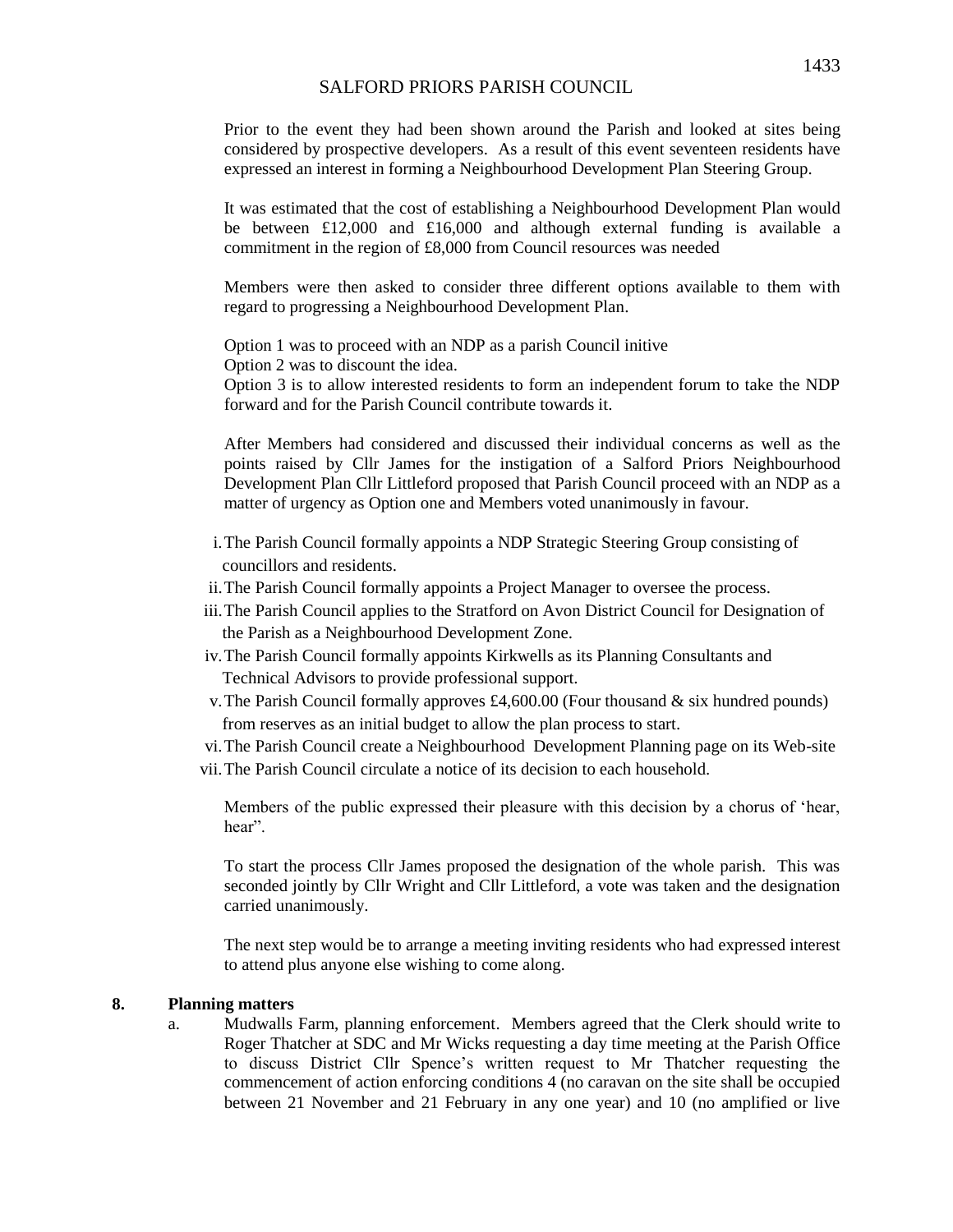Prior to the event they had been shown around the Parish and looked at sites being considered by prospective developers. As a result of this event seventeen residents have expressed an interest in forming a Neighbourhood Development Plan Steering Group.

It was estimated that the cost of establishing a Neighbourhood Development Plan would be between £12,000 and £16,000 and although external funding is available a commitment in the region of £8,000 from Council resources was needed

Members were then asked to consider three different options available to them with regard to progressing a Neighbourhood Development Plan.

Option 1 was to proceed with an NDP as a parish Council initive
Option 2 was to discount the idea.
Option 3 is to allow interested residents to form an independent forum to take the NDP forward and for the Parish Council contribute towards it.

After Members had considered and discussed their individual concerns as well as the points raised by Cllr James for the instigation of a Salford Priors Neighbourhood Development Plan Cllr Littleford proposed that Parish Council proceed with an NDP as a matter of urgency as Option one and Members voted unanimously in favour.

i. The Parish Council formally appoints a NDP Strategic Steering Group consisting of councillors and residents.
ii. The Parish Council formally appoints a Project Manager to oversee the process.
iii. The Parish Council applies to the Stratford on Avon District Council for Designation of the Parish as a Neighbourhood Development Zone.
iv. The Parish Council formally appoints Kirkwells as its Planning Consultants and Technical Advisors to provide professional support.
v. The Parish Council formally approves £4,600.00 (Four thousand & six hundred pounds) from reserves as an initial budget to allow the plan process to start.
vi. The Parish Council create a Neighbourhood Development Planning page on its Web-site
vii. The Parish Council circulate a notice of its decision to each household.

Members of the public expressed their pleasure with this decision by a chorus of 'hear, hear".

To start the process Cllr James proposed the designation of the whole parish. This was seconded jointly by Cllr Wright and Cllr Littleford, a vote was taken and the designation carried unanimously.

The next step would be to arrange a meeting inviting residents who had expressed interest to attend plus anyone else wishing to come along.

**8. Planning matters**

a. Mudwalls Farm, planning enforcement. Members agreed that the Clerk should write to Roger Thatcher at SDC and Mr Wicks requesting a day time meeting at the Parish Office to discuss District Cllr Spence's written request to Mr Thatcher requesting the commencement of action enforcing conditions 4 (no caravan on the site shall be occupied between 21 November and 21 February in any one year) and 10 (no amplified or live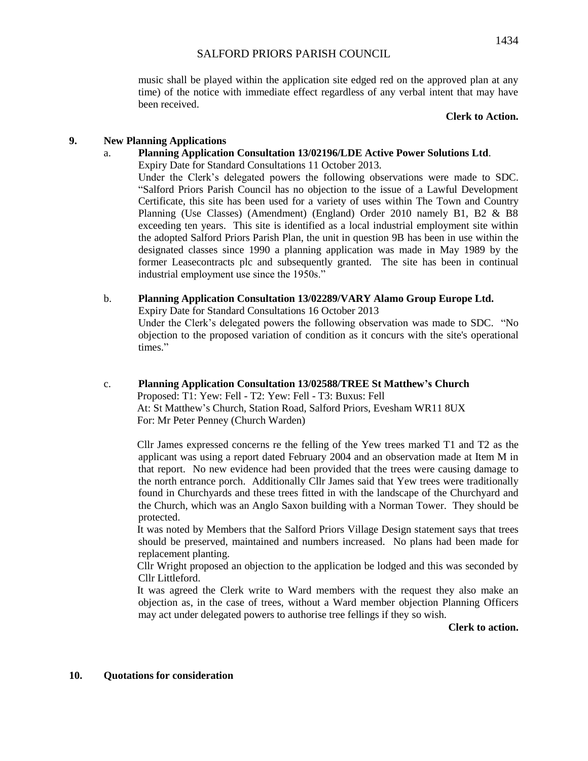music shall be played within the application site edged red on the approved plan at any time) of the notice with immediate effect regardless of any verbal intent that may have been received.

**Clerk to Action.**

## 9. New Planning Applications

a. **Planning Application Consultation 13/02196/LDE Active Power Solutions Ltd**.

Expiry Date for Standard Consultations 11 October 2013.

Under the Clerk's delegated powers the following observations were made to SDC. "Salford Priors Parish Council has no objection to the issue of a Lawful Development Certificate, this site has been used for a variety of uses within The Town and Country Planning (Use Classes) (Amendment) (England) Order 2010 namely B1, B2 & B8 exceeding ten years. This site is identified as a local industrial employment site within the adopted Salford Priors Parish Plan, the unit in question 9B has been in use within the designated classes since 1990 a planning application was made in May 1989 by the former Leasecontracts plc and subsequently granted. The site has been in continual industrial employment use since the 1950s."

b. **Planning Application Consultation 13/02289/VARY Alamo Group Europe Ltd.**

Expiry Date for Standard Consultations 16 October 2013

Under the Clerk's delegated powers the following observation was made to SDC. "No objection to the proposed variation of condition as it concurs with the site's operational times."

c. **Planning Application Consultation 13/02588/TREE St Matthew's Church**

Proposed: T1: Yew: Fell - T2: Yew: Fell - T3: Buxus: Fell
At: St Matthew's Church, Station Road, Salford Priors, Evesham WR11 8UX
For: Mr Peter Penney (Church Warden)

Cllr James expressed concerns re the felling of the Yew trees marked T1 and T2 as the applicant was using a report dated February 2004 and an observation made at Item M in that report. No new evidence had been provided that the trees were causing damage to the north entrance porch. Additionally Cllr James said that Yew trees were traditionally found in Churchyards and these trees fitted in with the landscape of the Churchyard and the Church, which was an Anglo Saxon building with a Norman Tower. They should be protected.

It was noted by Members that the Salford Priors Village Design statement says that trees should be preserved, maintained and numbers increased. No plans had been made for replacement planting.

Cllr Wright proposed an objection to the application be lodged and this was seconded by Cllr Littleford.

It was agreed the Clerk write to Ward members with the request they also make an objection as, in the case of trees, without a Ward member objection Planning Officers may act under delegated powers to authorise tree fellings if they so wish.

**Clerk to action.**

## 10. Quotations for consideration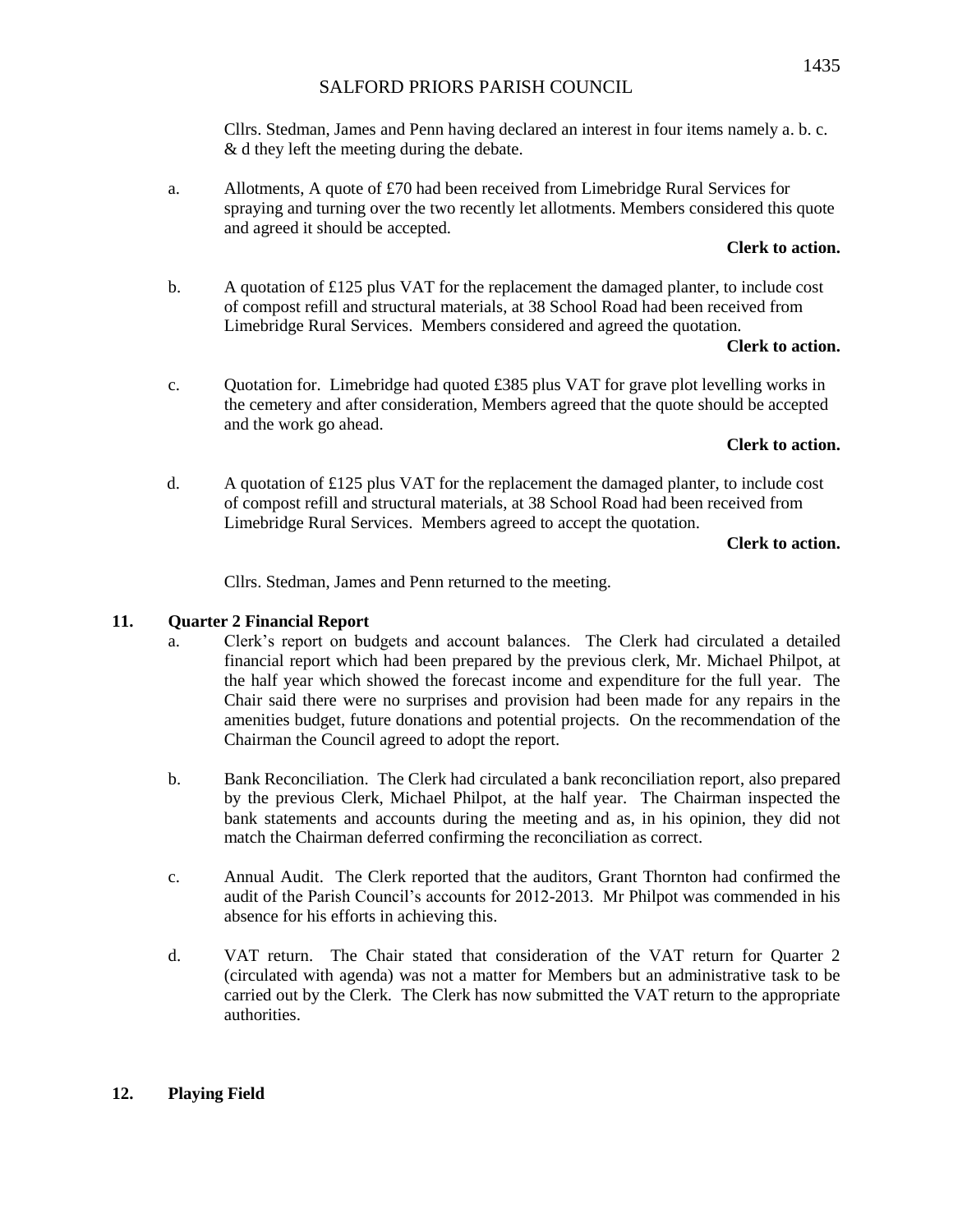Cllrs. Stedman, James and Penn having declared an interest in four items namely a. b. c. & d they left the meeting during the debate.

a. Allotments, A quote of £70 had been received from Limebridge Rural Services for spraying and turning over the two recently let allotments. Members considered this quote and agreed it should be accepted.

**Clerk to action.**

b. A quotation of £125 plus VAT for the replacement the damaged planter, to include cost of compost refill and structural materials, at 38 School Road had been received from Limebridge Rural Services. Members considered and agreed the quotation.

**Clerk to action.**

c. Quotation for. Limebridge had quoted £385 plus VAT for grave plot levelling works in the cemetery and after consideration, Members agreed that the quote should be accepted and the work go ahead.

**Clerk to action.**

d. A quotation of £125 plus VAT for the replacement the damaged planter, to include cost of compost refill and structural materials, at 38 School Road had been received from Limebridge Rural Services. Members agreed to accept the quotation.

**Clerk to action.**

Cllrs. Stedman, James and Penn returned to the meeting.

**11. Quarter 2 Financial Report**

a. Clerk's report on budgets and account balances. The Clerk had circulated a detailed financial report which had been prepared by the previous clerk, Mr. Michael Philpot, at the half year which showed the forecast income and expenditure for the full year. The Chair said there were no surprises and provision had been made for any repairs in the amenities budget, future donations and potential projects. On the recommendation of the Chairman the Council agreed to adopt the report.

b. Bank Reconciliation. The Clerk had circulated a bank reconciliation report, also prepared by the previous Clerk, Michael Philpot, at the half year. The Chairman inspected the bank statements and accounts during the meeting and as, in his opinion, they did not match the Chairman deferred confirming the reconciliation as correct.

c. Annual Audit. The Clerk reported that the auditors, Grant Thornton had confirmed the audit of the Parish Council's accounts for 2012-2013. Mr Philpot was commended in his absence for his efforts in achieving this.

d. VAT return. The Chair stated that consideration of the VAT return for Quarter 2 (circulated with agenda) was not a matter for Members but an administrative task to be carried out by the Clerk. The Clerk has now submitted the VAT return to the appropriate authorities.

**12. Playing Field**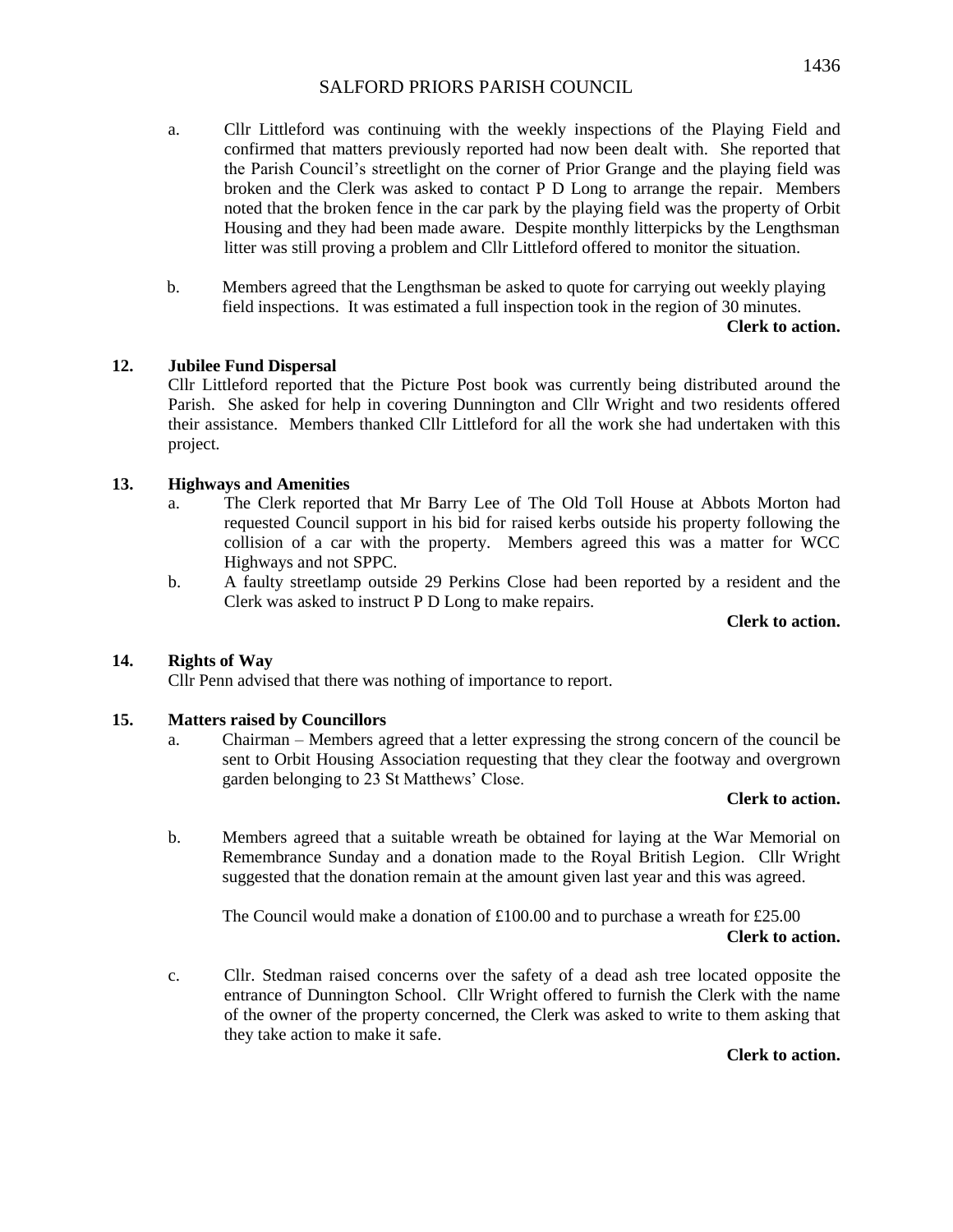a. Cllr Littleford was continuing with the weekly inspections of the Playing Field and confirmed that matters previously reported had now been dealt with. She reported that the Parish Council's streetlight on the corner of Prior Grange and the playing field was broken and the Clerk was asked to contact P D Long to arrange the repair. Members noted that the broken fence in the car park by the playing field was the property of Orbit Housing and they had been made aware. Despite monthly litterpicks by the Lengthsman litter was still proving a problem and Cllr Littleford offered to monitor the situation.

b. Members agreed that the Lengthsman be asked to quote for carrying out weekly playing field inspections. It was estimated a full inspection took in the region of 30 minutes.

**Clerk to action.**

**12. Jubilee Fund Dispersal**

Cllr Littleford reported that the Picture Post book was currently being distributed around the Parish. She asked for help in covering Dunnington and Cllr Wright and two residents offered their assistance. Members thanked Cllr Littleford for all the work she had undertaken with this project.

**13. Highways and Amenities**

a. The Clerk reported that Mr Barry Lee of The Old Toll House at Abbots Morton had requested Council support in his bid for raised kerbs outside his property following the collision of a car with the property. Members agreed this was a matter for WCC Highways and not SPPC.

b. A faulty streetlamp outside 29 Perkins Close had been reported by a resident and the Clerk was asked to instruct P D Long to make repairs.

**Clerk to action.**

**14. Rights of Way**

Cllr Penn advised that there was nothing of importance to report.

**15. Matters raised by Councillors**

a. Chairman – Members agreed that a letter expressing the strong concern of the council be sent to Orbit Housing Association requesting that they clear the footway and overgrown garden belonging to 23 St Matthews' Close.

**Clerk to action.**

b. Members agreed that a suitable wreath be obtained for laying at the War Memorial on Remembrance Sunday and a donation made to the Royal British Legion. Cllr Wright suggested that the donation remain at the amount given last year and this was agreed.

The Council would make a donation of £100.00 and to purchase a wreath for £25.00

**Clerk to action.**

c. Cllr. Stedman raised concerns over the safety of a dead ash tree located opposite the entrance of Dunnington School. Cllr Wright offered to furnish the Clerk with the name of the owner of the property concerned, the Clerk was asked to write to them asking that they take action to make it safe.

**Clerk to action.**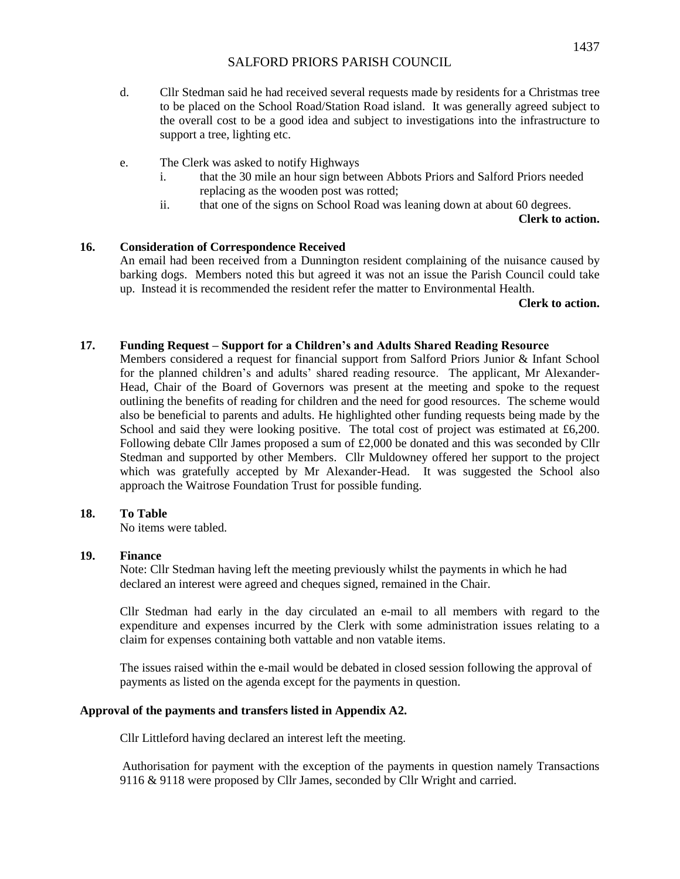d. Cllr Stedman said he had received several requests made by residents for a Christmas tree to be placed on the School Road/Station Road island. It was generally agreed subject to the overall cost to be a good idea and subject to investigations into the infrastructure to support a tree, lighting etc.

e. The Clerk was asked to notify Highways

   i. that the 30 mile an hour sign between Abbots Priors and Salford Priors needed replacing as the wooden post was rotted;

   ii. that one of the signs on School Road was leaning down at about 60 degrees.

**Clerk to action.**

### 16. Consideration of Correspondence Received

An email had been received from a Dunnington resident complaining of the nuisance caused by barking dogs. Members noted this but agreed it was not an issue the Parish Council could take up. Instead it is recommended the resident refer the matter to Environmental Health.

**Clerk to action.**

### 17. Funding Request – Support for a Children's and Adults Shared Reading Resource

Members considered a request for financial support from Salford Priors Junior & Infant School for the planned children's and adults' shared reading resource. The applicant, Mr Alexander-Head, Chair of the Board of Governors was present at the meeting and spoke to the request outlining the benefits of reading for children and the need for good resources. The scheme would also be beneficial to parents and adults. He highlighted other funding requests being made by the School and said they were looking positive. The total cost of project was estimated at £6,200. Following debate Cllr James proposed a sum of £2,000 be donated and this was seconded by Cllr Stedman and supported by other Members. Cllr Muldowney offered her support to the project which was gratefully accepted by Mr Alexander-Head. It was suggested the School also approach the Waitrose Foundation Trust for possible funding.

### 18. To Table

No items were tabled.

### 19. Finance

Note: Cllr Stedman having left the meeting previously whilst the payments in which he had declared an interest were agreed and cheques signed, remained in the Chair.

Cllr Stedman had early in the day circulated an e-mail to all members with regard to the expenditure and expenses incurred by the Clerk with some administration issues relating to a claim for expenses containing both vattable and non vatable items.

The issues raised within the e-mail would be debated in closed session following the approval of payments as listed on the agenda except for the payments in question.

**Approval of the payments and transfers listed in Appendix A2.**

Cllr Littleford having declared an interest left the meeting.

Authorisation for payment with the exception of the payments in question namely Transactions 9116 & 9118 were proposed by Cllr James, seconded by Cllr Wright and carried.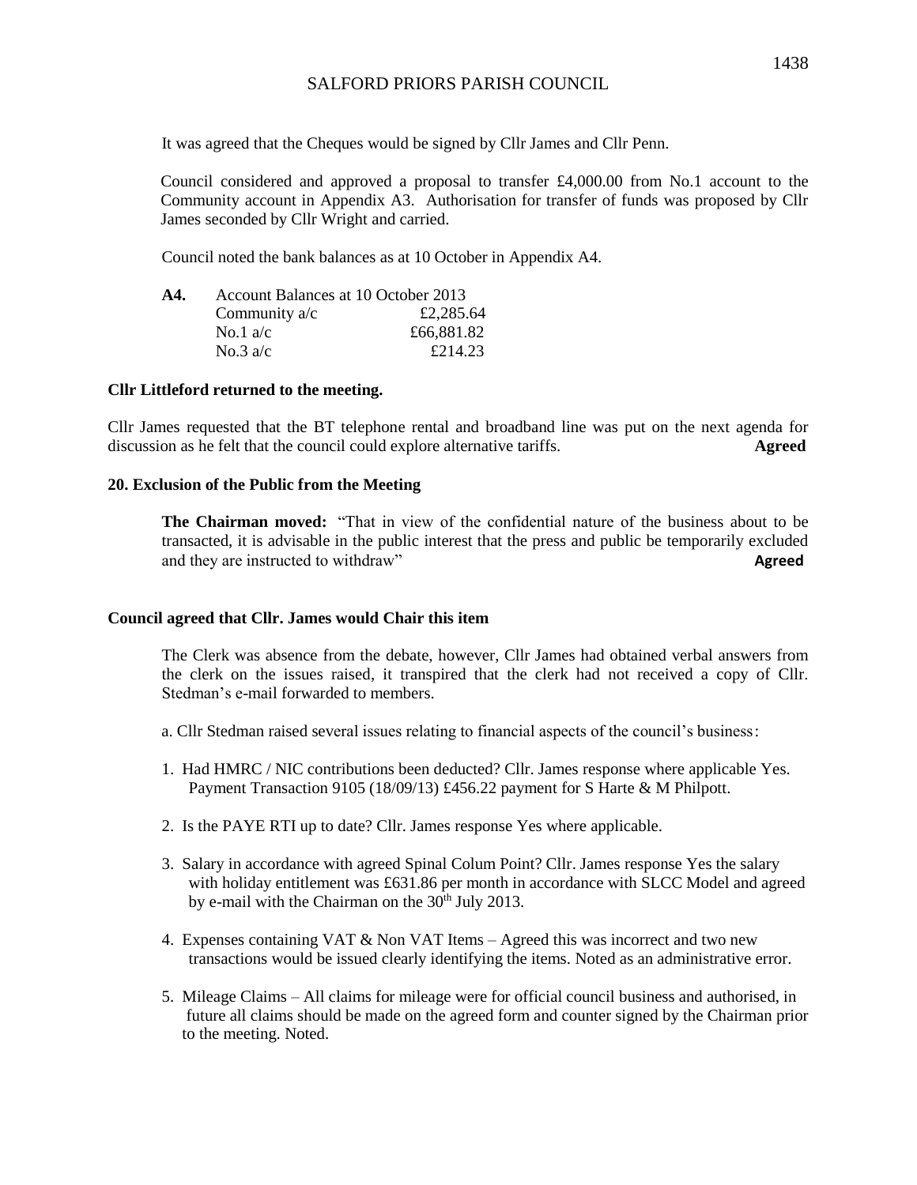It was agreed that the Cheques would be signed by Cllr James and Cllr Penn.

Council considered and approved a proposal to transfer £4,000.00 from No.1 account to the Community account in Appendix A3. Authorisation for transfer of funds was proposed by Cllr James seconded by Cllr Wright and carried.

Council noted the bank balances as at 10 October in Appendix A4.

| **A4.** | Account Balances at 10 October 2013 | |
|---|---|---|
| | Community a/c | £2,285.64 |
| | No.1 a/c | £66,881.82 |
| | No.3 a/c | £214.23 |

**Cllr Littleford returned to the meeting.**

Cllr James requested that the BT telephone rental and broadband line was put on the next agenda for discussion as he felt that the council could explore alternative tariffs. **Agreed**

**20. Exclusion of the Public from the Meeting**

**The Chairman moved:** "That in view of the confidential nature of the business about to be transacted, it is advisable in the public interest that the press and public be temporarily excluded and they are instructed to withdraw" **Agreed**

**Council agreed that Cllr. James would Chair this item**

The Clerk was absence from the debate, however, Cllr James had obtained verbal answers from the clerk on the issues raised, it transpired that the clerk had not received a copy of Cllr. Stedman's e-mail forwarded to members.

a. Cllr Stedman raised several issues relating to financial aspects of the council's business:

1. Had HMRC / NIC contributions been deducted? Cllr. James response where applicable Yes. Payment Transaction 9105 (18/09/13) £456.22 payment for S Harte & M Philpott.

2. Is the PAYE RTI up to date? Cllr. James response Yes where applicable.

3. Salary in accordance with agreed Spinal Colum Point? Cllr. James response Yes the salary with holiday entitlement was £631.86 per month in accordance with SLCC Model and agreed by e-mail with the Chairman on the 30th July 2013.

4. Expenses containing VAT & Non VAT Items – Agreed this was incorrect and two new transactions would be issued clearly identifying the items. Noted as an administrative error.

5. Mileage Claims – All claims for mileage were for official council business and authorised, in future all claims should be made on the agreed form and counter signed by the Chairman prior to the meeting. Noted.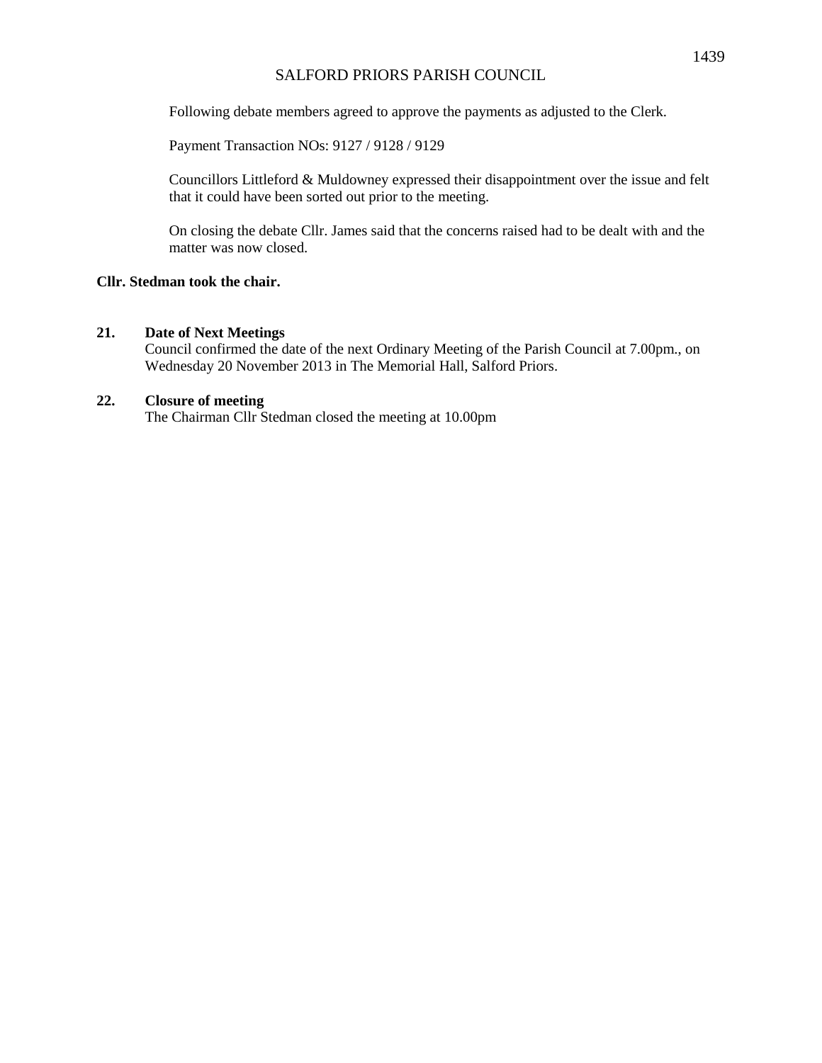Following debate members agreed to approve the payments as adjusted to the Clerk.

Payment Transaction NOs: 9127 / 9128 / 9129

Councillors Littleford & Muldowney expressed their disappointment over the issue and felt that it could have been sorted out prior to the meeting.

On closing the debate Cllr. James said that the concerns raised had to be dealt with and the matter was now closed.

**Cllr. Stedman took the chair.**

**21. Date of Next Meetings**

Council confirmed the date of the next Ordinary Meeting of the Parish Council at 7.00pm., on Wednesday 20 November 2013 in The Memorial Hall, Salford Priors.

**22. Closure of meeting**

The Chairman Cllr Stedman closed the meeting at 10.00pm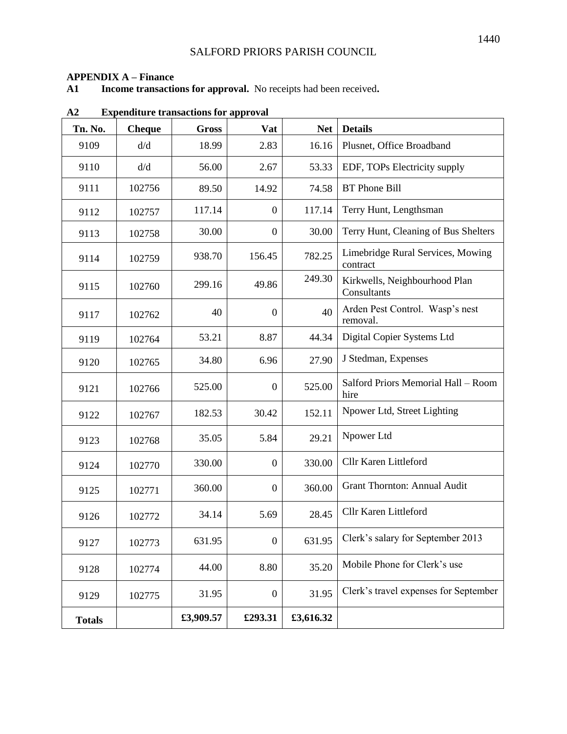SALFORD PRIORS PARISH COUNCIL

**APPENDIX A – Finance**

**A1 Income transactions for approval.** No receipts had been received**.**

**A2 Expenditure transactions for approval**

| Tn. No. | Cheque | Gross | Vat | Net | Details |
|---|---|---|---|---|---|
| 9109 | d/d | 18.99 | 2.83 | 16.16 | Plusnet, Office Broadband |
| 9110 | d/d | 56.00 | 2.67 | 53.33 | EDF, TOPs Electricity supply |
| 9111 | 102756 | 89.50 | 14.92 | 74.58 | BT Phone Bill |
| 9112 | 102757 | 117.14 | 0 | 117.14 | Terry Hunt, Lengthsman |
| 9113 | 102758 | 30.00 | 0 | 30.00 | Terry Hunt, Cleaning of Bus Shelters |
| 9114 | 102759 | 938.70 | 156.45 | 782.25 | Limebridge Rural Services, Mowing contract |
| 9115 | 102760 | 299.16 | 49.86 | 249.30 | Kirkwells, Neighbourhood Plan Consultants |
| 9117 | 102762 | 40 | 0 | 40 | Arden Pest Control. Wasp's nest removal. |
| 9119 | 102764 | 53.21 | 8.87 | 44.34 | Digital Copier Systems Ltd |
| 9120 | 102765 | 34.80 | 6.96 | 27.90 | J Stedman, Expenses |
| 9121 | 102766 | 525.00 | 0 | 525.00 | Salford Priors Memorial Hall – Room hire |
| 9122 | 102767 | 182.53 | 30.42 | 152.11 | Npower Ltd, Street Lighting |
| 9123 | 102768 | 35.05 | 5.84 | 29.21 | Npower Ltd |
| 9124 | 102770 | 330.00 | 0 | 330.00 | Cllr Karen Littleford |
| 9125 | 102771 | 360.00 | 0 | 360.00 | Grant Thornton: Annual Audit |
| 9126 | 102772 | 34.14 | 5.69 | 28.45 | Cllr Karen Littleford |
| 9127 | 102773 | 631.95 | 0 | 631.95 | Clerk's salary for September 2013 |
| 9128 | 102774 | 44.00 | 8.80 | 35.20 | Mobile Phone for Clerk's use |
| 9129 | 102775 | 31.95 | 0 | 31.95 | Clerk's travel expenses for September |
| **Totals** | | **£3,909.57** | **£293.31** | **£3,616.32** | |